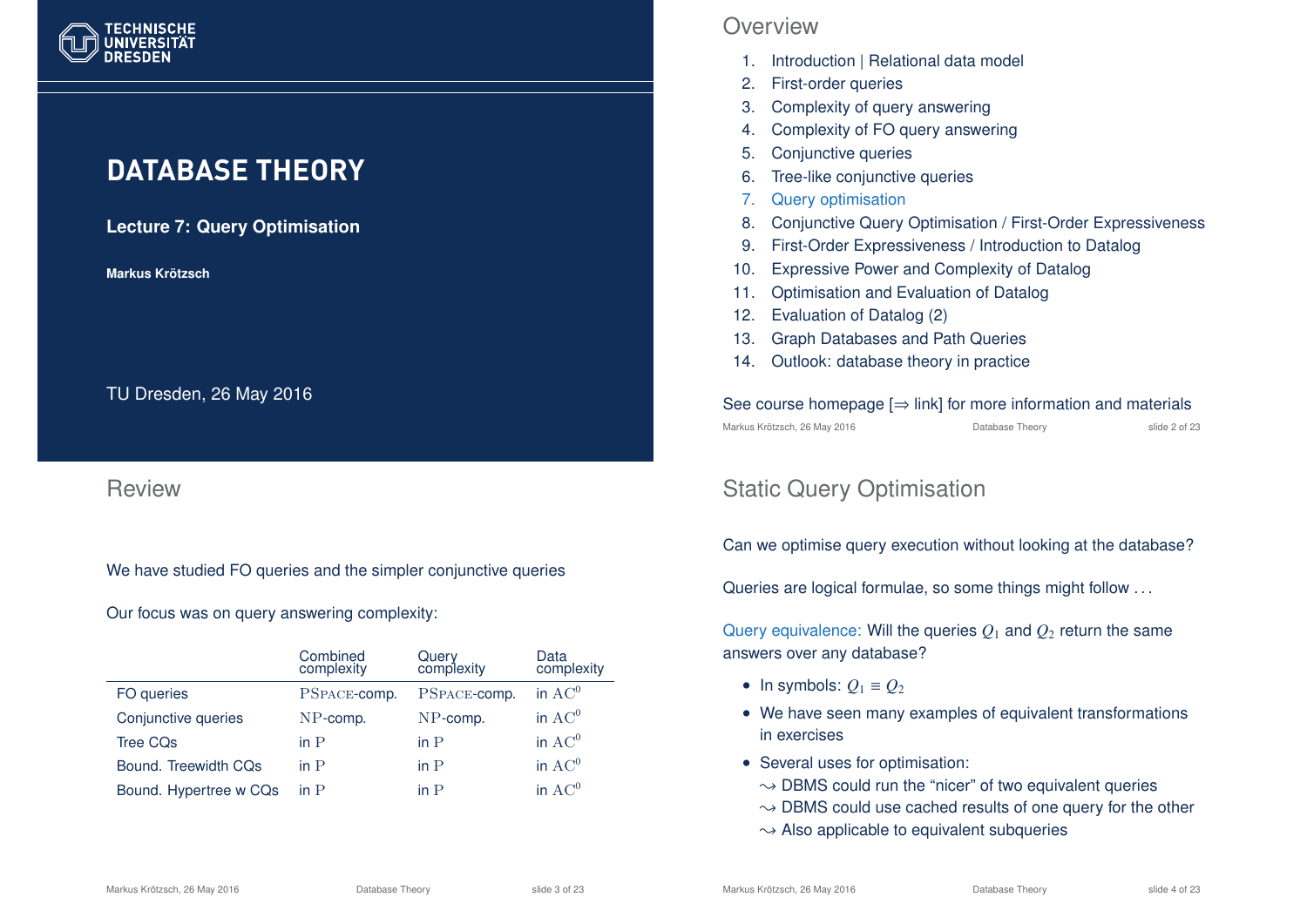# DATABASE THEORY

**Lecture 7: Query Optimisation**

**Markus Krötzsch**

TU Dresden, 26 May 2016

## Overview

1. Introduction | Relational data model
2. First-order queries
3. Complexity of query answering
4. Complexity of FO query answering
5. Conjunctive queries
6. Tree-like conjunctive queries
7. Query optimisation
8. Conjunctive Query Optimisation / First-Order Expressiveness
9. First-Order Expressiveness / Introduction to Datalog
10. Expressive Power and Complexity of Datalog
11. Optimisation and Evaluation of Datalog
12. Evaluation of Datalog (2)
13. Graph Databases and Path Queries
14. Outlook: database theory in practice

See course homepage [⇒ link] for more information and materials

## Review

We have studied FO queries and the simpler conjunctive queries

Our focus was on query answering complexity:

| | Combined complexity | Query complexity | Data complexity |
|---|---|---|---|
| FO queries | PSpace-comp. | PSpace-comp. | in $AC^0$ |
| Conjunctive queries | NP-comp. | NP-comp. | in $AC^0$ |
| Tree CQs | in P | in P | in $AC^0$ |
| Bound. Treewidth CQs | in P | in P | in $AC^0$ |
| Bound. Hypertree w CQs | in P | in P | in $AC^0$ |

## Static Query Optimisation

Can we optimise query execution without looking at the database?

Queries are logical formulae, so some things might follow . . .

Query equivalence: Will the queries $Q_1$ and $Q_2$ return the same answers over any database?

- In symbols: $Q_1 \equiv Q_2$
- We have seen many examples of equivalent transformations in exercises
- Several uses for optimisation:
  - ⇝ DBMS could run the "nicer" of two equivalent queries
  - ⇝ DBMS could use cached results of one query for the other
  - ⇝ Also applicable to equivalent subqueries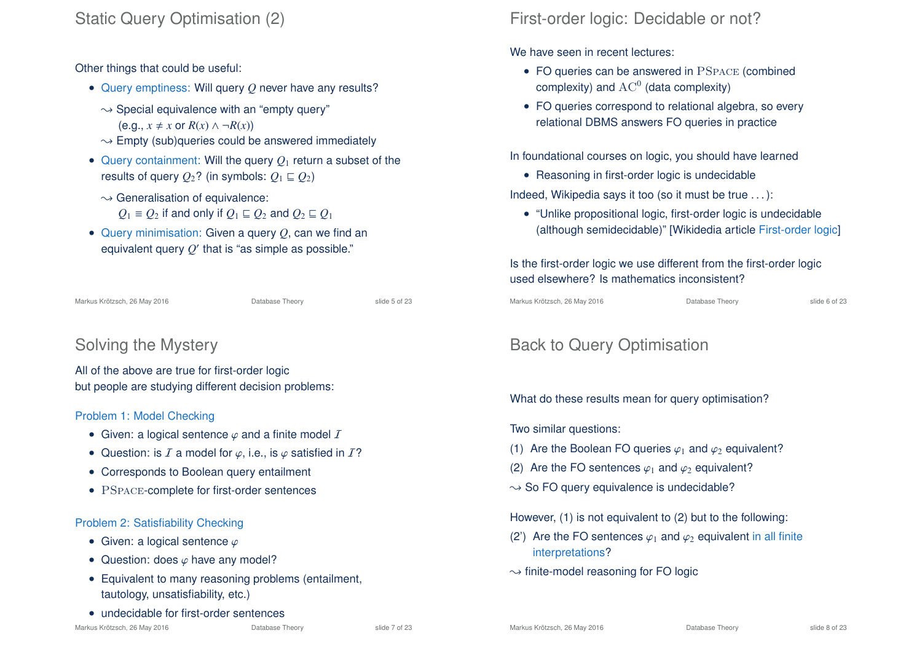# Static Query Optimisation (2)

Other things that could be useful:

- Query emptiness: Will query $Q$ never have any results?
  - $\leadsto$ Special equivalence with an "empty query" (e.g., $x \neq x$ or $R(x) \wedge \neg R(x)$)
  - $\leadsto$ Empty (sub)queries could be answered immediately
- Query containment: Will the query $Q_1$ return a subset of the results of query $Q_2$? (in symbols: $Q_1 \sqsubseteq Q_2$)
  - $\leadsto$ Generalisation of equivalence: $Q_1 \equiv Q_2$ if and only if $Q_1 \sqsubseteq Q_2$ and $Q_2 \sqsubseteq Q_1$
- Query minimisation: Given a query $Q$, can we find an equivalent query $Q'$ that is "as simple as possible."

# First-order logic: Decidable or not?

We have seen in recent lectures:

- FO queries can be answered in PSPACE (combined complexity) and $\mathrm{AC}^0$ (data complexity)
- FO queries correspond to relational algebra, so every relational DBMS answers FO queries in practice

In foundational courses on logic, you should have learned

- Reasoning in first-order logic is undecidable

Indeed, Wikipedia says it too (so it must be true ...):

- "Unlike propositional logic, first-order logic is undecidable (although semidecidable)" [Wikidedia article First-order logic]

Is the first-order logic we use different from the first-order logic used elsewhere? Is mathematics inconsistent?

# Solving the Mystery

All of the above are true for first-order logic
but people are studying different decision problems:

## Problem 1: Model Checking

- Given: a logical sentence $\varphi$ and a finite model $\mathcal{I}$
- Question: is $\mathcal{I}$ a model for $\varphi$, i.e., is $\varphi$ satisfied in $\mathcal{I}$?
- Corresponds to Boolean query entailment
- PSPACE-complete for first-order sentences

## Problem 2: Satisfiability Checking

- Given: a logical sentence $\varphi$
- Question: does $\varphi$ have any model?
- Equivalent to many reasoning problems (entailment, tautology, unsatisfiability, etc.)
- undecidable for first-order sentences

# Back to Query Optimisation

What do these results mean for query optimisation?

Two similar questions:

(1) Are the Boolean FO queries $\varphi_1$ and $\varphi_2$ equivalent?

(2) Are the FO sentences $\varphi_1$ and $\varphi_2$ equivalent?

$\leadsto$ So FO query equivalence is undecidable?

However, (1) is not equivalent to (2) but to the following:

(2') Are the FO sentences $\varphi_1$ and $\varphi_2$ equivalent in all finite interpretations?

$\leadsto$ finite-model reasoning for FO logic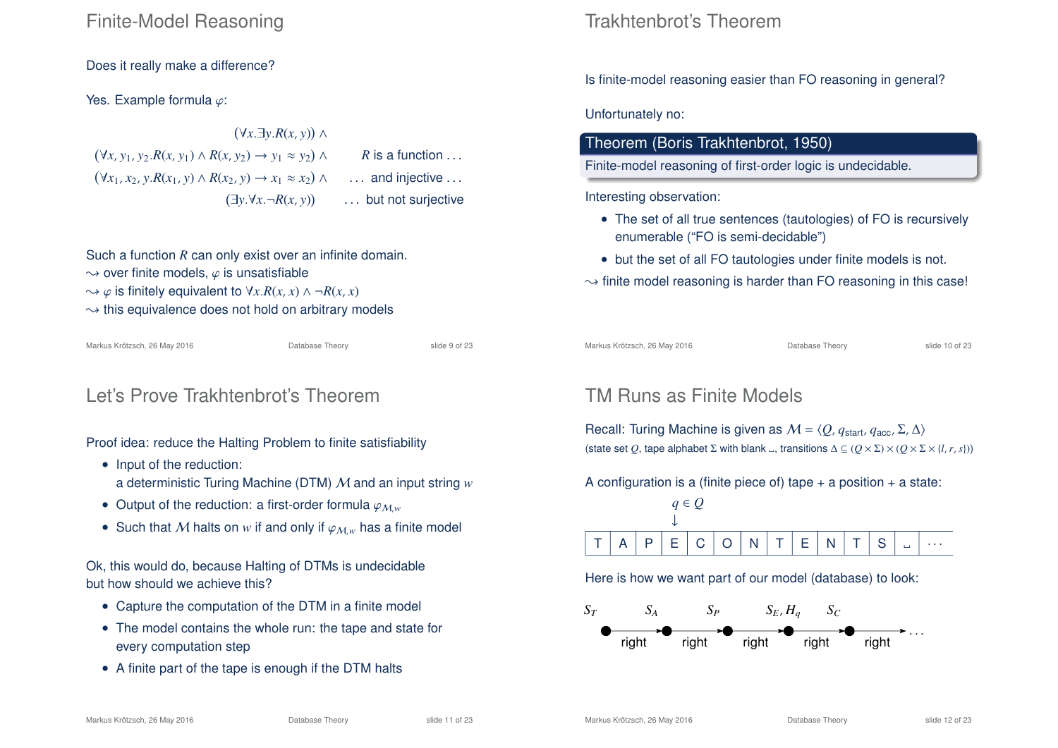## Finite-Model Reasoning

Does it really make a difference?

Yes. Example formula $\varphi$:

$$
\begin{array}{rl}
(\forall x.\exists y.R(x,y)) \wedge & \\
(\forall x, y_1, y_2.R(x,y_1) \wedge R(x,y_2) \rightarrow y_1 \approx y_2) \wedge & R \text{ is a function} \ldots \\
(\forall x_1, x_2, y.R(x_1,y) \wedge R(x_2,y) \rightarrow x_1 \approx x_2) \wedge & \ldots \text{ and injective} \ldots \\
(\exists y.\forall x.\neg R(x,y)) & \ldots \text{ but not surjective}
\end{array}
$$

Such a function $R$ can only exist over an infinite domain.
$\leadsto$ over finite models, $\varphi$ is unsatisfiable
$\leadsto$ $\varphi$ is finitely equivalent to $\forall x.R(x,x) \wedge \neg R(x,x)$
$\leadsto$ this equivalence does not hold on arbitrary models

## Trakhtenbrot's Theorem

Is finite-model reasoning easier than FO reasoning in general?

Unfortunately no:

**Theorem (Boris Trakhtenbrot, 1950)**
Finite-model reasoning of first-order logic is undecidable.

Interesting observation:

- The set of all true sentences (tautologies) of FO is recursively enumerable ("FO is semi-decidable")
- but the set of all FO tautologies under finite models is not.

$\leadsto$ finite model reasoning is harder than FO reasoning in this case!

## Let's Prove Trakhtenbrot's Theorem

Proof idea: reduce the Halting Problem to finite satisfiability

- Input of the reduction:
  a deterministic Turing Machine (DTM) $\mathcal{M}$ and an input string $w$
- Output of the reduction: a first-order formula $\varphi_{\mathcal{M},w}$
- Such that $\mathcal{M}$ halts on $w$ if and only if $\varphi_{\mathcal{M},w}$ has a finite model

Ok, this would do, because Halting of DTMs is undecidable
but how should we achieve this?

- Capture the computation of the DTM in a finite model
- The model contains the whole run: the tape and state for every computation step
- A finite part of the tape is enough if the DTM halts

## TM Runs as Finite Models

Recall: Turing Machine is given as $\mathcal{M} = \langle Q, q_{\text{start}}, q_{\text{acc}}, \Sigma, \Delta\rangle$
(state set $Q$, tape alphabet $\Sigma$ with blank $\llcorner\!\lrcorner$, transitions $\Delta \subseteq (Q \times \Sigma) \times (Q \times \Sigma \times \{l, r, s\})$)

A configuration is a (finite piece of) tape + a position + a state:

$q \in Q$
↓

| T | A | P | E | C | O | N | T | E | N | T | S | ␣ | ··· |
|---|---|---|---|---|---|---|---|---|---|---|---|---|---|

Here is how we want part of our model (database) to look:

$S_T$ —right→ $S_A$ —right→ $S_P$ —right→ $S_E, H_q$ —right→ $S_C$ —right→ ...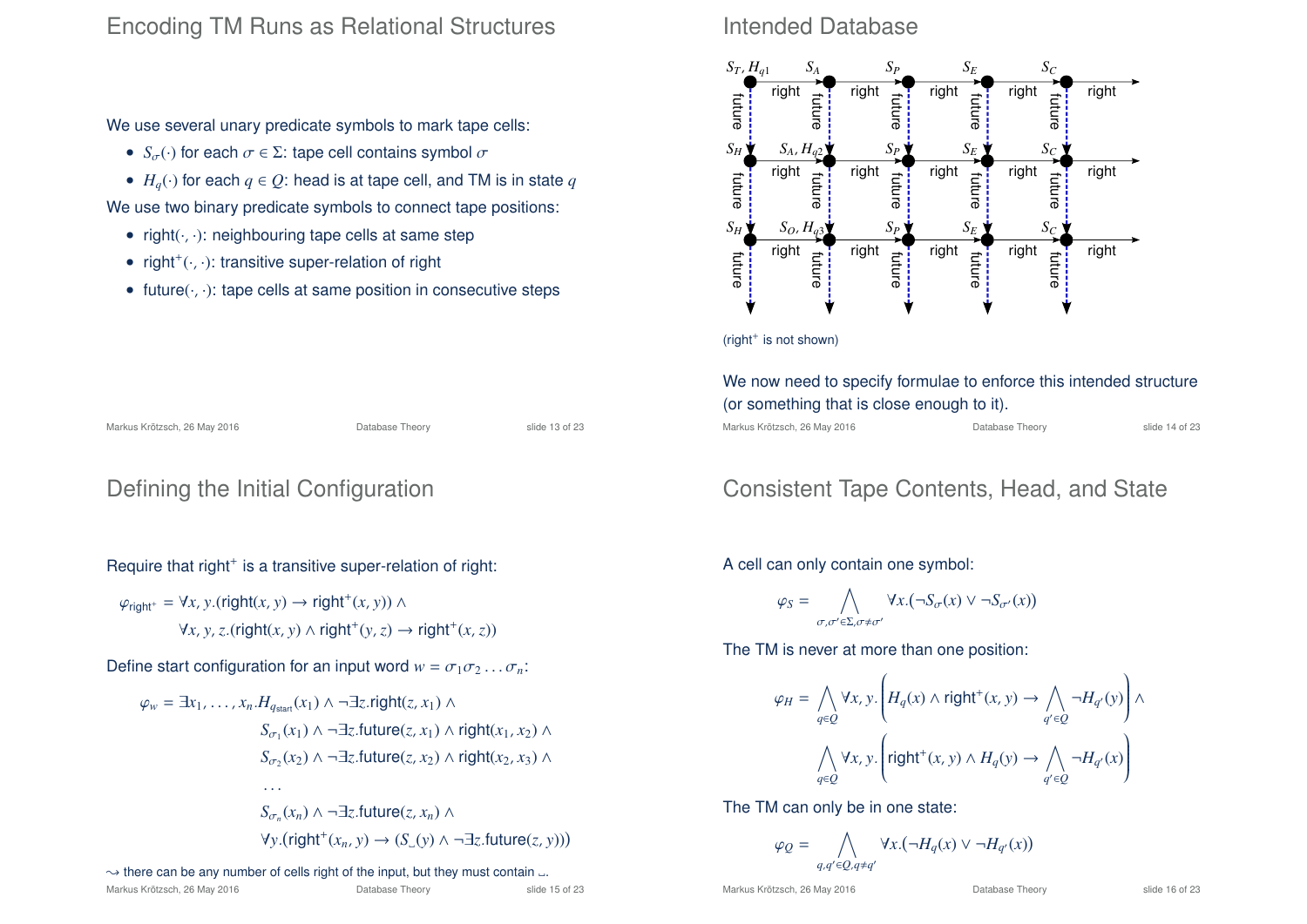## Encoding TM Runs as Relational Structures

We use several unary predicate symbols to mark tape cells:

- $S_\sigma(\cdot)$ for each $\sigma \in \Sigma$: tape cell contains symbol $\sigma$
- $H_q(\cdot)$ for each $q \in Q$: head is at tape cell, and TM is in state $q$

We use two binary predicate symbols to connect tape positions:

- right$(\cdot,\cdot)$: neighbouring tape cells at same step
- right$^+(\cdot,\cdot)$: transitive super-relation of right
- future$(\cdot,\cdot)$: tape cells at same position in consecutive steps

## Intended Database

(right$^+$ is not shown)

We now need to specify formulae to enforce this intended structure (or something that is close enough to it).

## Defining the Initial Configuration

Require that right$^+$ is a transitive super-relation of right:

$$\varphi_{\mathsf{right}^+} = \forall x, y.(\mathsf{right}(x,y) \to \mathsf{right}^+(x,y)) \wedge \forall x, y, z.(\mathsf{right}(x,y) \wedge \mathsf{right}^+(y,z) \to \mathsf{right}^+(x,z))$$

Define start configuration for an input word $w = \sigma_1\sigma_2\ldots\sigma_n$:

$$\begin{aligned}
\varphi_w = \exists x_1,\ldots,x_n.H_{q_{\mathsf{start}}}(x_1) \wedge \neg\exists z.\mathsf{right}(z,x_1) \wedge \\
S_{\sigma_1}(x_1) \wedge \neg\exists z.\mathsf{future}(z,x_1) \wedge \mathsf{right}(x_1,x_2) \wedge \\
S_{\sigma_2}(x_2) \wedge \neg\exists z.\mathsf{future}(z,x_2) \wedge \mathsf{right}(x_2,x_3) \wedge \\
\ldots \\
S_{\sigma_n}(x_n) \wedge \neg\exists z.\mathsf{future}(z,x_n) \wedge \\
\forall y.(\mathsf{right}^+(x_n,y) \to (S_{\llcorner}(y) \wedge \neg\exists z.\mathsf{future}(z,y)))
\end{aligned}$$

$\leadsto$ there can be any number of cells right of the input, but they must contain $\llcorner$.

## Consistent Tape Contents, Head, and State

A cell can only contain one symbol:

$$\varphi_S = \bigwedge_{\sigma,\sigma' \in \Sigma, \sigma \neq \sigma'} \forall x.(\neg S_\sigma(x) \vee \neg S_{\sigma'}(x))$$

The TM is never at more than one position:

$$\varphi_H = \bigwedge_{q \in Q} \forall x, y. \left(H_q(x) \wedge \mathsf{right}^+(x,y) \to \bigwedge_{q' \in Q} \neg H_{q'}(y)\right) \wedge \bigwedge_{q \in Q} \forall x, y. \left(\mathsf{right}^+(x,y) \wedge H_q(y) \to \bigwedge_{q' \in Q} \neg H_{q'}(x)\right)$$

The TM can only be in one state:

$$\varphi_Q = \bigwedge_{q,q' \in Q, q \neq q'} \forall x.(\neg H_q(x) \vee \neg H_{q'}(x))$$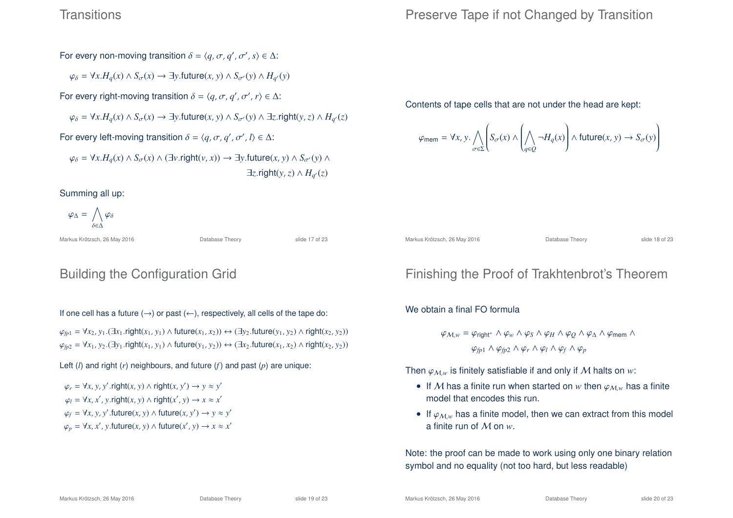## Transitions

For every non-moving transition $\delta = \langle q, \sigma, q', \sigma', s\rangle \in \Delta$:

$$\varphi_\delta = \forall x. H_q(x) \land S_\sigma(x) \to \exists y.\mathsf{future}(x, y) \land S_{\sigma'}(y) \land H_{q'}(y)$$

For every right-moving transition $\delta = \langle q, \sigma, q', \sigma', r\rangle \in \Delta$:

$$\varphi_\delta = \forall x. H_q(x) \land S_\sigma(x) \to \exists y.\mathsf{future}(x, y) \land S_{\sigma'}(y) \land \exists z.\mathsf{right}(y, z) \land H_{q'}(z)$$

For every left-moving transition $\delta = \langle q, \sigma, q', \sigma', l\rangle \in \Delta$:

$$\varphi_\delta = \forall x. H_q(x) \land S_\sigma(x) \land (\exists v.\mathsf{right}(v, x)) \to \exists y.\mathsf{future}(x, y) \land S_{\sigma'}(y) \land \exists z.\mathsf{right}(y, z) \land H_{q'}(z)$$

Summing all up:

$$\varphi_\Delta = \bigwedge_{\delta \in \Delta} \varphi_\delta$$

## Preserve Tape if not Changed by Transition

Contents of tape cells that are not under the head are kept:

$$\varphi_{\mathsf{mem}} = \forall x, y. \bigwedge_{\sigma \in \Sigma} \left( S_\sigma(x) \land \left( \bigwedge_{q \in Q} \neg H_q(x) \right) \land \mathsf{future}(x, y) \to S_\sigma(y) \right)$$

## Building the Configuration Grid

If one cell has a future (→) or past (←), respectively, all cells of the tape do:

$$\varphi_{fp1} = \forall x_2, y_1.(\exists x_1.\mathsf{right}(x_1, y_1) \land \mathsf{future}(x_1, x_2)) \leftrightarrow (\exists y_2.\mathsf{future}(y_1, y_2) \land \mathsf{right}(x_2, y_2))$$
$$\varphi_{fp2} = \forall x_1, y_2.(\exists y_1.\mathsf{right}(x_1, y_1) \land \mathsf{future}(y_1, y_2)) \leftrightarrow (\exists x_2.\mathsf{future}(x_1, x_2) \land \mathsf{right}(x_2, y_2))$$

Left ($l$) and right ($r$) neighbours, and future ($f$) and past ($p$) are unique:

$$\varphi_r = \forall x, y, y'.\mathsf{right}(x, y) \land \mathsf{right}(x, y') \to y \approx y'$$
$$\varphi_l = \forall x, x', y.\mathsf{right}(x, y) \land \mathsf{right}(x', y) \to x \approx x'$$
$$\varphi_f = \forall x, y, y'.\mathsf{future}(x, y) \land \mathsf{future}(x, y') \to y \approx y'$$
$$\varphi_p = \forall x, x', y.\mathsf{future}(x, y) \land \mathsf{future}(x', y) \to x \approx x'$$

## Finishing the Proof of Trakhtenbrot's Theorem

We obtain a final FO formula

$$\varphi_{\mathcal{M},w} = \varphi_{\mathsf{right}^+} \land \varphi_w \land \varphi_S \land \varphi_H \land \varphi_Q \land \varphi_\Delta \land \varphi_{\mathsf{mem}} \land \varphi_{fp1} \land \varphi_{fp2} \land \varphi_r \land \varphi_l \land \varphi_f \land \varphi_p$$

Then $\varphi_{\mathcal{M},w}$ is finitely satisfiable if and only if $\mathcal{M}$ halts on $w$:

- If $\mathcal{M}$ has a finite run when started on $w$ then $\varphi_{\mathcal{M},w}$ has a finite model that encodes this run.
- If $\varphi_{\mathcal{M},w}$ has a finite model, then we can extract from this model a finite run of $\mathcal{M}$ on $w$.

Note: the proof can be made to work using only one binary relation symbol and no equality (not too hard, but less readable)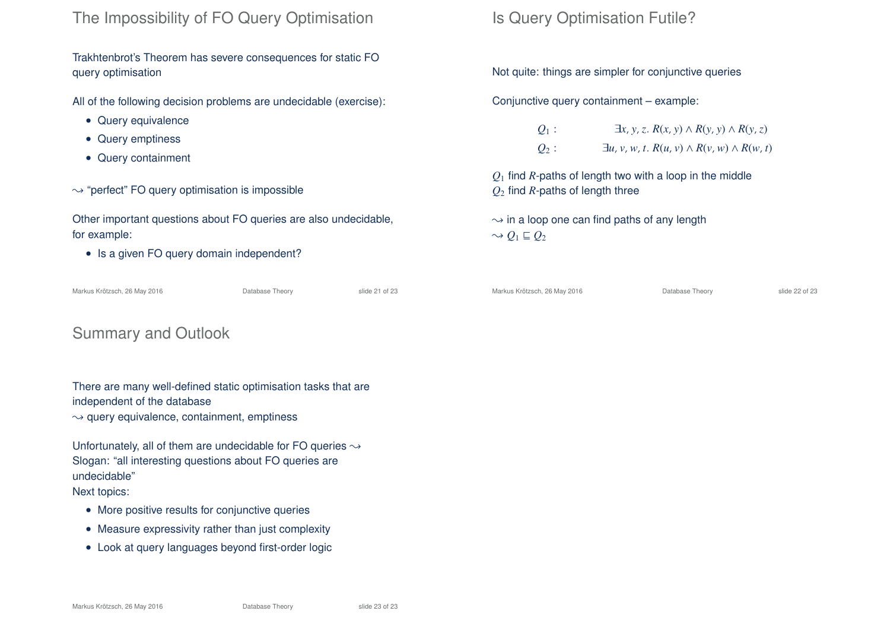## The Impossibility of FO Query Optimisation

Trakhtenbrot's Theorem has severe consequences for static FO query optimisation

All of the following decision problems are undecidable (exercise):

- Query equivalence
- Query emptiness
- Query containment

⇝ "perfect" FO query optimisation is impossible

Other important questions about FO queries are also undecidable, for example:

- Is a given FO query domain independent?

## Is Query Optimisation Futile?

Not quite: things are simpler for conjunctive queries

Conjunctive query containment – example:

$$Q_1 : \qquad \exists x, y, z.\ R(x, y) \wedge R(y, y) \wedge R(y, z)$$

$$Q_2 : \qquad \exists u, v, w, t.\ R(u, v) \wedge R(v, w) \wedge R(w, t)$$

$Q_1$ find $R$-paths of length two with a loop in the middle
$Q_2$ find $R$-paths of length three

⇝ in a loop one can find paths of any length
⇝ $Q_1 \sqsubseteq Q_2$

## Summary and Outlook

There are many well-defined static optimisation tasks that are independent of the database
⇝ query equivalence, containment, emptiness

Unfortunately, all of them are undecidable for FO queries ⇝
Slogan: "all interesting questions about FO queries are undecidable"
Next topics:

- More positive results for conjunctive queries
- Measure expressivity rather than just complexity
- Look at query languages beyond first-order logic